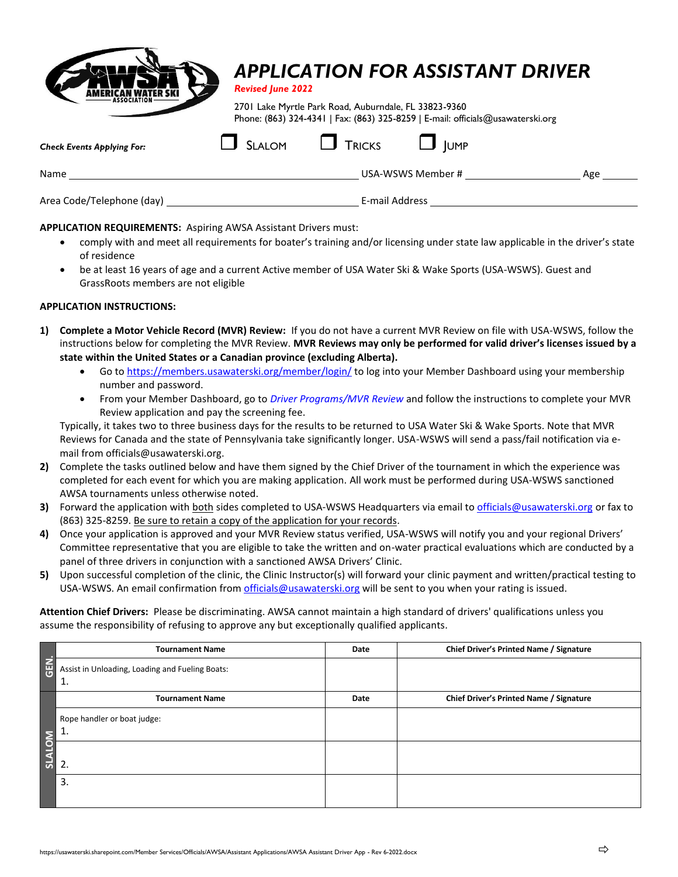# APPLICATION FOR ASSISTANT DRIVER

***Revised June 2022***

2701 Lake Myrtle Park Road, Auburndale, FL 33823-9360
Phone: (863) 324-4341 | Fax: (863) 325-8259 | E-mail: officials@usawaterski.org

***Check Events Applying For:*** ☐ SLALOM ☐ TRICKS ☐ JUMP

Name ______________________________ USA-WSWS Member # ______________ Age ______

Area Code/Telephone (day) ______________________ E-mail Address ______________________

**APPLICATION REQUIREMENTS:** Aspiring AWSA Assistant Drivers must:

- comply with and meet all requirements for boater's training and/or licensing under state law applicable in the driver's state of residence
- be at least 16 years of age and a current Active member of USA Water Ski & Wake Sports (USA-WSWS). Guest and GrassRoots members are not eligible

**APPLICATION INSTRUCTIONS:**

1) **Complete a Motor Vehicle Record (MVR) Review:** If you do not have a current MVR Review on file with USA-WSWS, follow the instructions below for completing the MVR Review. **MVR Reviews may only be performed for valid driver's licenses issued by a state within the United States or a Canadian province (excluding Alberta).**
   - Go to https://members.usawaterski.org/member/login/ to log into your Member Dashboard using your membership number and password.
   - From your Member Dashboard, go to *Driver Programs/MVR Review* and follow the instructions to complete your MVR Review application and pay the screening fee.

   Typically, it takes two to three business days for the results to be returned to USA Water Ski & Wake Sports. Note that MVR Reviews for Canada and the state of Pennsylvania take significantly longer. USA-WSWS will send a pass/fail notification via e-mail from officials@usawaterski.org.
2) Complete the tasks outlined below and have them signed by the Chief Driver of the tournament in which the experience was completed for each event for which you are making application. All work must be performed during USA-WSWS sanctioned AWSA tournaments unless otherwise noted.
3) Forward the application with both sides completed to USA-WSWS Headquarters via email to officials@usawaterski.org or fax to (863) 325-8259. Be sure to retain a copy of the application for your records.
4) Once your application is approved and your MVR Review status verified, USA-WSWS will notify you and your regional Drivers' Committee representative that you are eligible to take the written and on-water practical evaluations which are conducted by a panel of three drivers in conjunction with a sanctioned AWSA Drivers' Clinic.
5) Upon successful completion of the clinic, the Clinic Instructor(s) will forward your clinic payment and written/practical testing to USA-WSWS. An email confirmation from officials@usawaterski.org will be sent to you when your rating is issued.

**Attention Chief Drivers:** Please be discriminating. AWSA cannot maintain a high standard of drivers' qualifications unless you assume the responsibility of refusing to approve any but exceptionally qualified applicants.

| | Tournament Name | Date | Chief Driver's Printed Name / Signature |
|---|---|---|---|
| GEN. | Assist in Unloading, Loading and Fueling Boats: 1. | | |
| | **Tournament Name** | **Date** | **Chief Driver's Printed Name / Signature** |
| SLALOM | Rope handler or boat judge: 1. | | |
| SLALOM | 2. | | |
| SLALOM | 3. | | |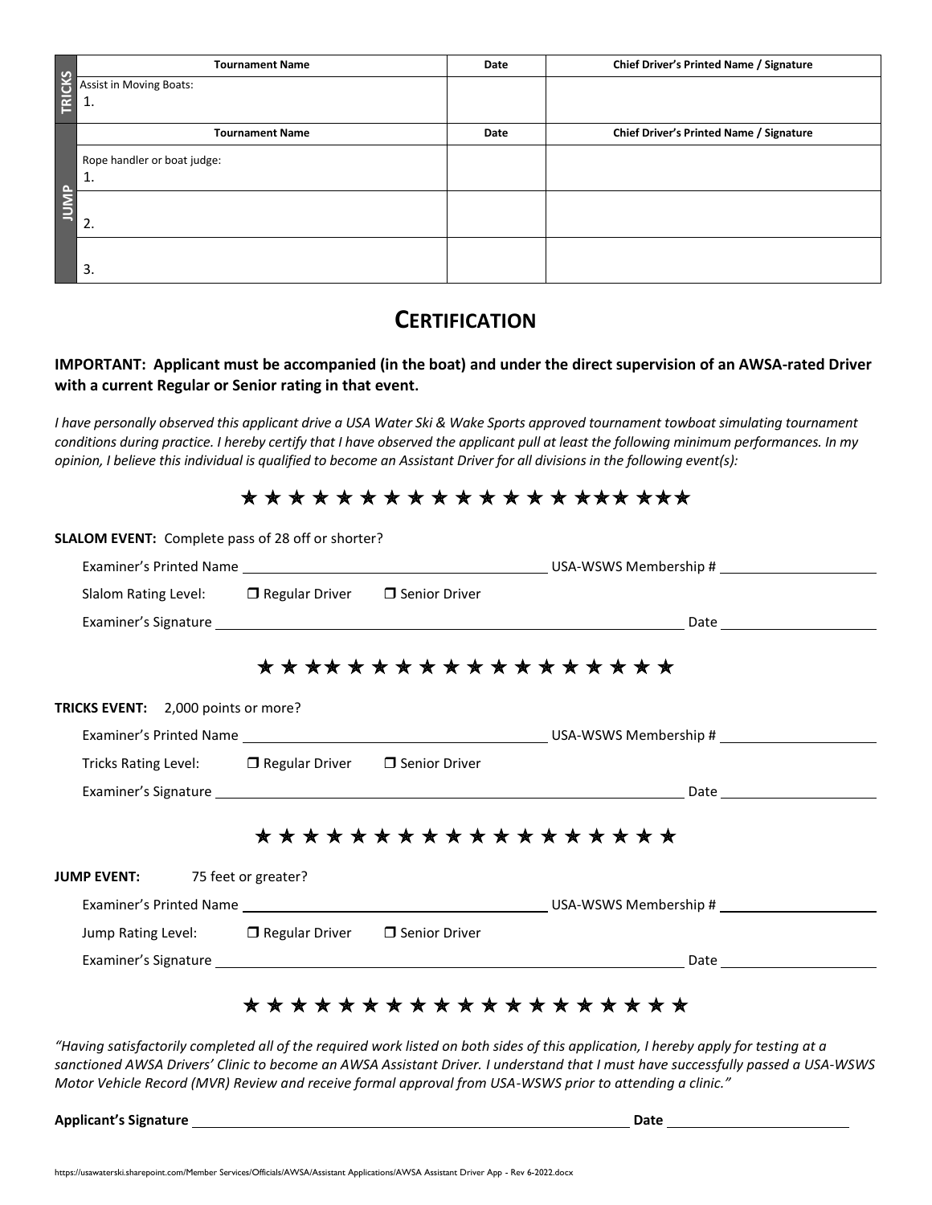| | Tournament Name | Date | Chief Driver's Printed Name / Signature |
|---|---|---|---|
| TRICKS | Assist in Moving Boats:<br>1. | | |
| | **Tournament Name** | **Date** | **Chief Driver's Printed Name / Signature** |
| JUMP | Rope handler or boat judge:<br>1. | | |
| | 2. | | |
| | 3. | | |

## CERTIFICATION

**IMPORTANT: Applicant must be accompanied (in the boat) and under the direct supervision of an AWSA-rated Driver with a current Regular or Senior rating in that event.**

*I have personally observed this applicant drive a USA Water Ski & Wake Sports approved tournament towboat simulating tournament conditions during practice. I hereby certify that I have observed the applicant pull at least the following minimum performances. In my opinion, I believe this individual is qualified to become an Assistant Driver for all divisions in the following event(s):*

★ ★ ★ ★ ★ ★ ★ ★ ★ ★ ★ ★ ★ ★ ★ ★ ★ ★ ★ ★

**SLALOM EVENT:** Complete pass of 28 off or shorter?

Examiner's Printed Name ____________________ USA-WSWS Membership # ____________

Slalom Rating Level: ❐ Regular Driver ❐ Senior Driver

Examiner's Signature ____________________ Date ____________

★ ★ ★ ★ ★ ★ ★ ★ ★ ★ ★ ★ ★ ★ ★ ★ ★ ★

**TRICKS EVENT:** 2,000 points or more?

Examiner's Printed Name ____________________ USA-WSWS Membership # ____________

Tricks Rating Level: ❐ Regular Driver ❐ Senior Driver

Examiner's Signature ____________________ Date ____________

★ ★ ★ ★ ★ ★ ★ ★ ★ ★ ★ ★ ★ ★ ★ ★ ★ ★

**JUMP EVENT:** 75 feet or greater?

Examiner's Printed Name ____________________ USA-WSWS Membership # ____________

Jump Rating Level: ❐ Regular Driver ❐ Senior Driver

Examiner's Signature ____________________ Date ____________

★ ★ ★ ★ ★ ★ ★ ★ ★ ★ ★ ★ ★ ★ ★ ★ ★ ★ ★ ★

*"Having satisfactorily completed all of the required work listed on both sides of this application, I hereby apply for testing at a sanctioned AWSA Drivers' Clinic to become an AWSA Assistant Driver. I understand that I must have successfully passed a USA-WSWS Motor Vehicle Record (MVR) Review and receive formal approval from USA-WSWS prior to attending a clinic."*

**Applicant's Signature** ____________________ **Date** ____________

https://usawaterski.sharepoint.com/Member Services/Officials/AWSA/Assistant Applications/AWSA Assistant Driver App - Rev 6-2022.docx